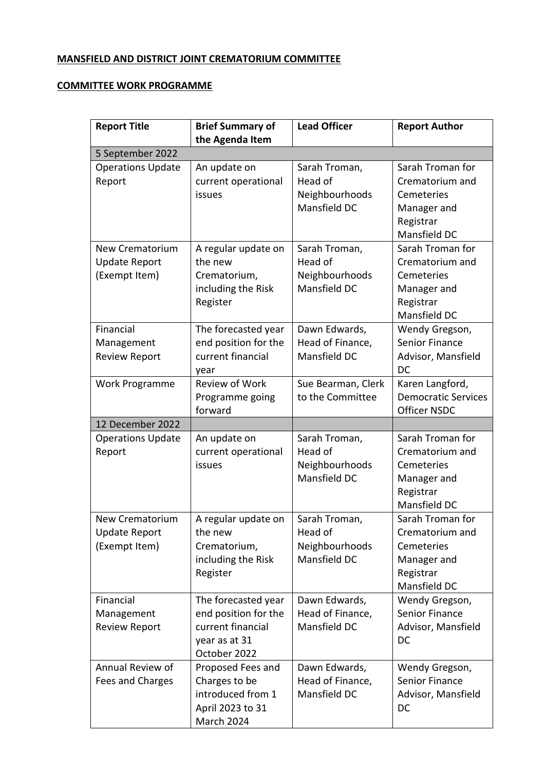**MANSFIELD AND DISTRICT JOINT CREMATORIUM COMMITTEE**

**COMMITTEE WORK PROGRAMME**

| Report Title | Brief Summary of the Agenda Item | Lead Officer | Report Author |
|---|---|---|---|
| 5 September 2022 | | | |
| Operations Update Report | An update on current operational issues | Sarah Troman, Head of Neighbourhoods Mansfield DC | Sarah Troman for Crematorium and Cemeteries Manager and Registrar Mansfield DC |
| New Crematorium Update Report (Exempt Item) | A regular update on the new Crematorium, including the Risk Register | Sarah Troman, Head of Neighbourhoods Mansfield DC | Sarah Troman for Crematorium and Cemeteries Manager and Registrar Mansfield DC |
| Financial Management Review Report | The forecasted year end position for the current financial year | Dawn Edwards, Head of Finance, Mansfield DC | Wendy Gregson, Senior Finance Advisor, Mansfield DC |
| Work Programme | Review of Work Programme going forward | Sue Bearman, Clerk to the Committee | Karen Langford, Democratic Services Officer NSDC |
| 12 December 2022 | | | |
| Operations Update Report | An update on current operational issues | Sarah Troman, Head of Neighbourhoods Mansfield DC | Sarah Troman for Crematorium and Cemeteries Manager and Registrar Mansfield DC |
| New Crematorium Update Report (Exempt Item) | A regular update on the new Crematorium, including the Risk Register | Sarah Troman, Head of Neighbourhoods Mansfield DC | Sarah Troman for Crematorium and Cemeteries Manager and Registrar Mansfield DC |
| Financial Management Review Report | The forecasted year end position for the current financial year as at 31 October 2022 | Dawn Edwards, Head of Finance, Mansfield DC | Wendy Gregson, Senior Finance Advisor, Mansfield DC |
| Annual Review of Fees and Charges | Proposed Fees and Charges to be introduced from 1 April 2023 to 31 March 2024 | Dawn Edwards, Head of Finance, Mansfield DC | Wendy Gregson, Senior Finance Advisor, Mansfield DC |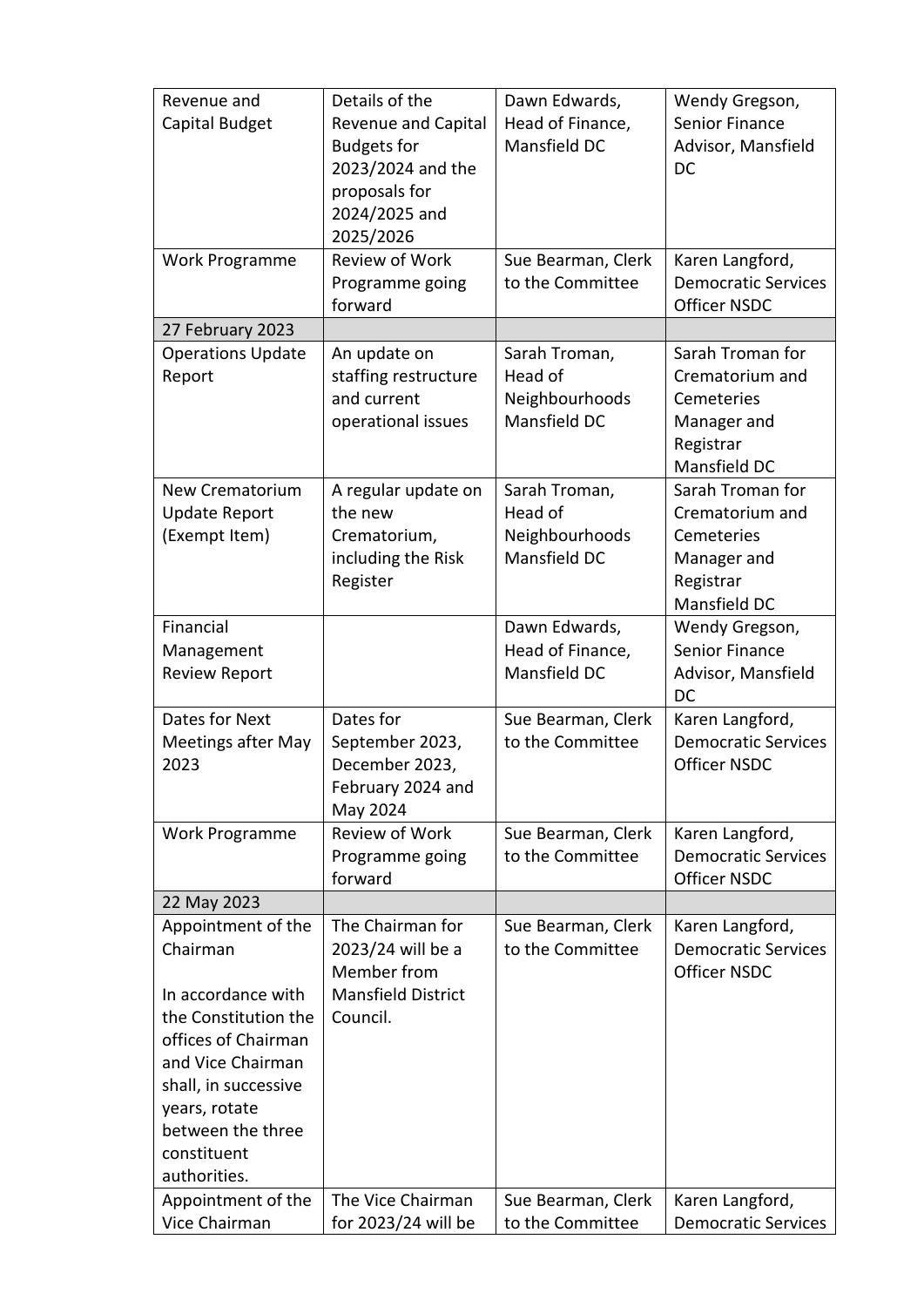| Revenue and Capital Budget | Details of the Revenue and Capital Budgets for 2023/2024 and the proposals for 2024/2025 and 2025/2026 | Dawn Edwards, Head of Finance, Mansfield DC | Wendy Gregson, Senior Finance Advisor, Mansfield DC |
|---|---|---|---|
| Work Programme | Review of Work Programme going forward | Sue Bearman, Clerk to the Committee | Karen Langford, Democratic Services Officer NSDC |
| 27 February 2023 | | | |
| Operations Update Report | An update on staffing restructure and current operational issues | Sarah Troman, Head of Neighbourhoods Mansfield DC | Sarah Troman for Crematorium and Cemeteries Manager and Registrar Mansfield DC |
| New Crematorium Update Report (Exempt Item) | A regular update on the new Crematorium, including the Risk Register | Sarah Troman, Head of Neighbourhoods Mansfield DC | Sarah Troman for Crematorium and Cemeteries Manager and Registrar Mansfield DC |
| Financial Management Review Report | | Dawn Edwards, Head of Finance, Mansfield DC | Wendy Gregson, Senior Finance Advisor, Mansfield DC |
| Dates for Next Meetings after May 2023 | Dates for September 2023, December 2023, February 2024 and May 2024 | Sue Bearman, Clerk to the Committee | Karen Langford, Democratic Services Officer NSDC |
| Work Programme | Review of Work Programme going forward | Sue Bearman, Clerk to the Committee | Karen Langford, Democratic Services Officer NSDC |
| 22 May 2023 | | | |
| Appointment of the Chairman<br><br>In accordance with the Constitution the offices of Chairman and Vice Chairman shall, in successive years, rotate between the three constituent authorities. | The Chairman for 2023/24 will be a Member from Mansfield District Council. | Sue Bearman, Clerk to the Committee | Karen Langford, Democratic Services Officer NSDC |
| Appointment of the Vice Chairman | The Vice Chairman for 2023/24 will be | Sue Bearman, Clerk to the Committee | Karen Langford, Democratic Services |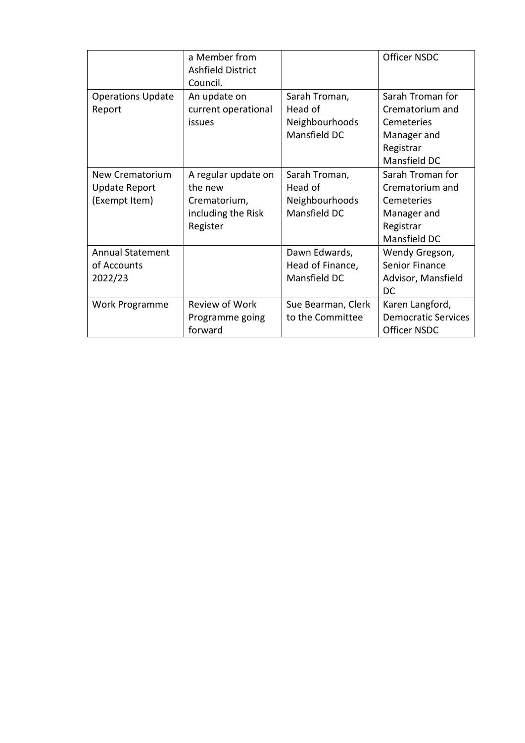| | | | |
|---|---|---|---|
| | a Member from Ashfield District Council. | | Officer NSDC |
| Operations Update Report | An update on current operational issues | Sarah Troman, Head of Neighbourhoods Mansfield DC | Sarah Troman for Crematorium and Cemeteries Manager and Registrar Mansfield DC |
| New Crematorium Update Report (Exempt Item) | A regular update on the new Crematorium, including the Risk Register | Sarah Troman, Head of Neighbourhoods Mansfield DC | Sarah Troman for Crematorium and Cemeteries Manager and Registrar Mansfield DC |
| Annual Statement of Accounts 2022/23 | | Dawn Edwards, Head of Finance, Mansfield DC | Wendy Gregson, Senior Finance Advisor, Mansfield DC |
| Work Programme | Review of Work Programme going forward | Sue Bearman, Clerk to the Committee | Karen Langford, Democratic Services Officer NSDC |